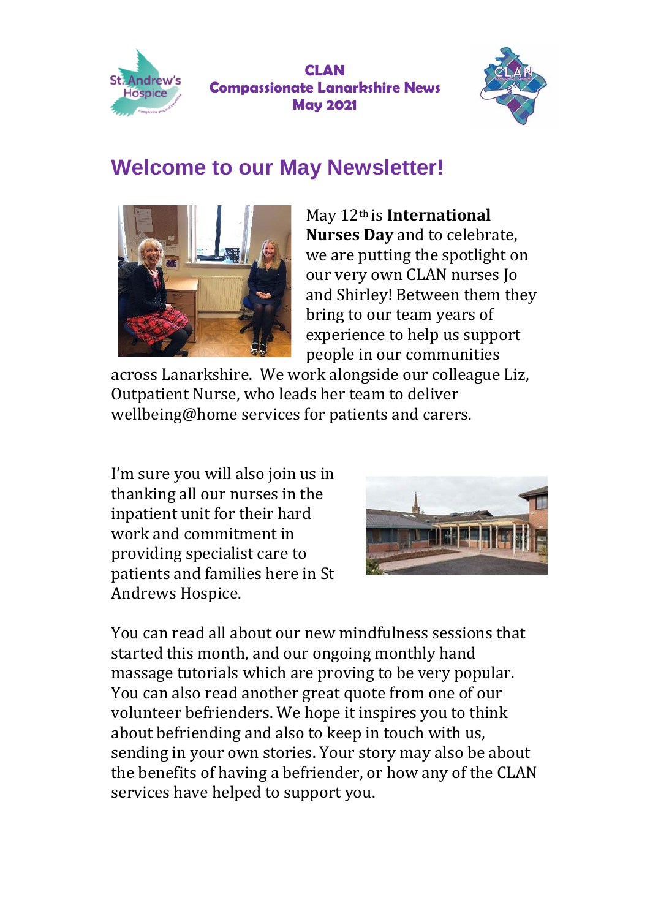**CLAN**
**Compassionate Lanarkshire News**
**May 2021**

# Welcome to our May Newsletter!

May 12th is **International Nurses Day** and to celebrate, we are putting the spotlight on our very own CLAN nurses Jo and Shirley! Between them they bring to our team years of experience to help us support people in our communities across Lanarkshire. We work alongside our colleague Liz, Outpatient Nurse, who leads her team to deliver wellbeing@home services for patients and carers.

I'm sure you will also join us in thanking all our nurses in the inpatient unit for their hard work and commitment in providing specialist care to patients and families here in St Andrews Hospice.

You can read all about our new mindfulness sessions that started this month, and our ongoing monthly hand massage tutorials which are proving to be very popular. You can also read another great quote from one of our volunteer befrienders. We hope it inspires you to think about befriending and also to keep in touch with us, sending in your own stories. Your story may also be about the benefits of having a befriender, or how any of the CLAN services have helped to support you.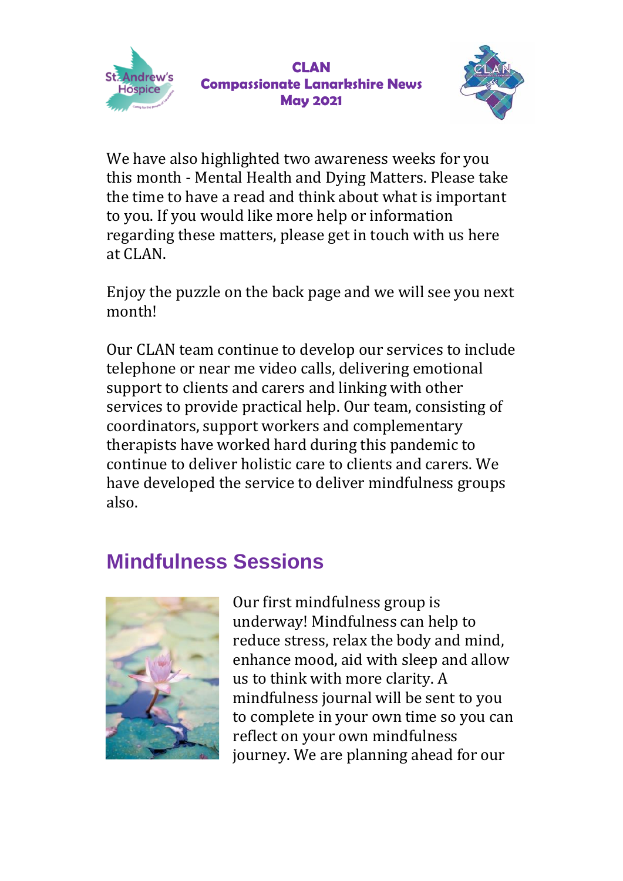We have also highlighted two awareness weeks for you this month - Mental Health and Dying Matters. Please take the time to have a read and think about what is important to you. If you would like more help or information regarding these matters, please get in touch with us here at CLAN.

Enjoy the puzzle on the back page and we will see you next month!

Our CLAN team continue to develop our services to include telephone or near me video calls, delivering emotional support to clients and carers and linking with other services to provide practical help. Our team, consisting of coordinators, support workers and complementary therapists have worked hard during this pandemic to continue to deliver holistic care to clients and carers. We have developed the service to deliver mindfulness groups also.

## Mindfulness Sessions

Our first mindfulness group is underway! Mindfulness can help to reduce stress, relax the body and mind, enhance mood, aid with sleep and allow us to think with more clarity. A mindfulness journal will be sent to you to complete in your own time so you can reflect on your own mindfulness journey. We are planning ahead for our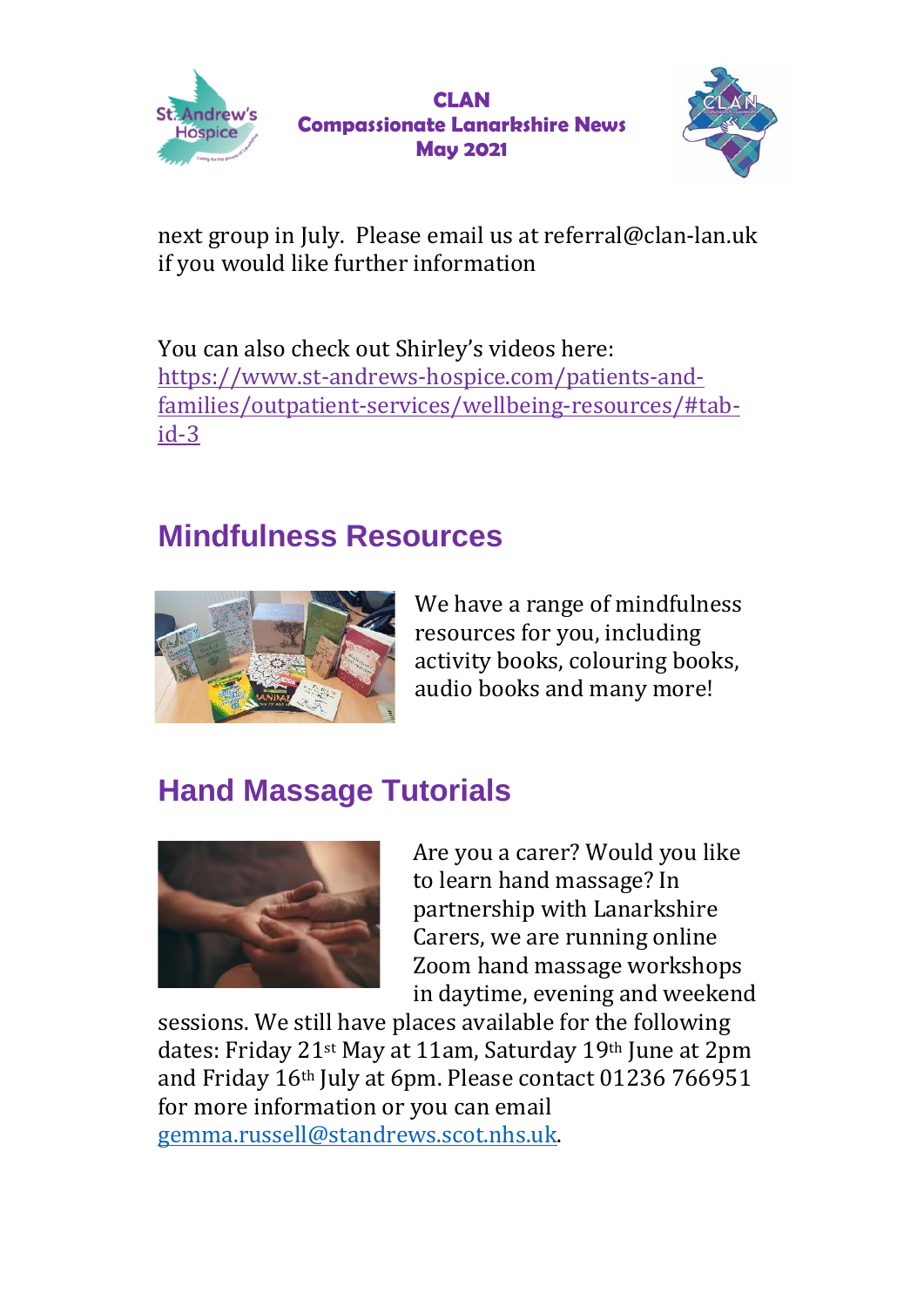next group in July. Please email us at referral@clan-lan.uk if you would like further information

You can also check out Shirley's videos here: [https://www.st-andrews-hospice.com/patients-and-families/outpatient-services/wellbeing-resources/#tab-id-3](https://www.st-andrews-hospice.com/patients-and-families/outpatient-services/wellbeing-resources/#tab-id-3)

## Mindfulness Resources

We have a range of mindfulness resources for you, including activity books, colouring books, audio books and many more!

## Hand Massage Tutorials

Are you a carer? Would you like to learn hand massage? In partnership with Lanarkshire Carers, we are running online Zoom hand massage workshops in daytime, evening and weekend sessions. We still have places available for the following dates: Friday 21st May at 11am, Saturday 19th June at 2pm and Friday 16th July at 6pm. Please contact 01236 766951 for more information or you can email [gemma.russell@standrews.scot.nhs.uk](mailto:gemma.russell@standrews.scot.nhs.uk).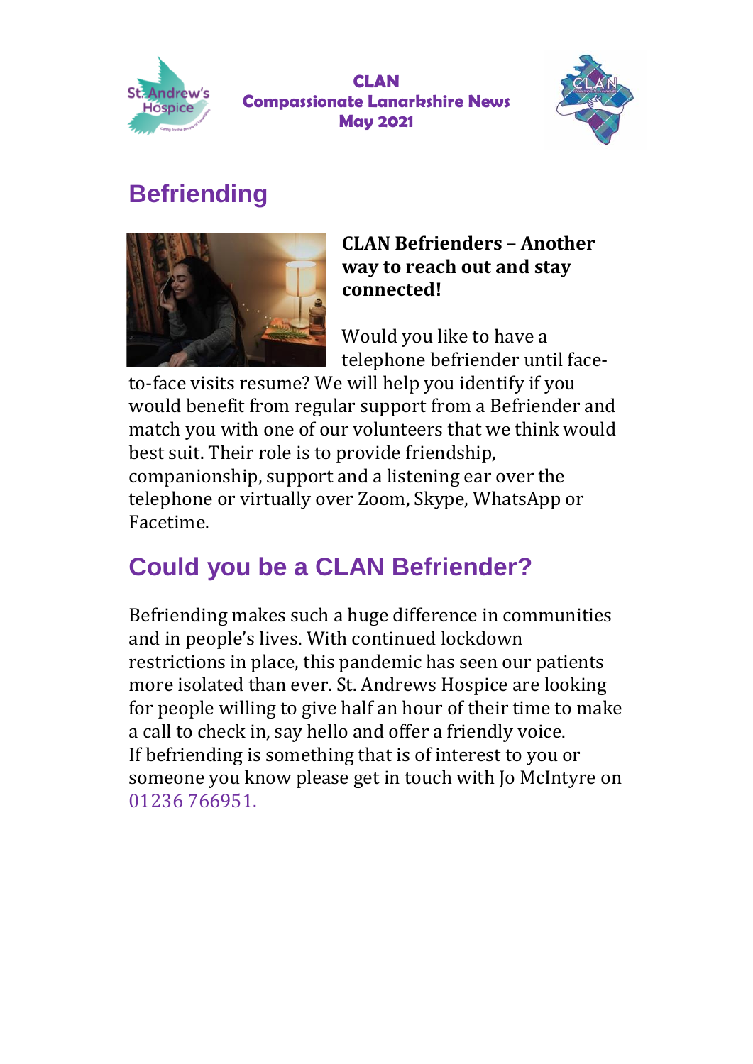**CLAN**
**Compassionate Lanarkshire News**
**May 2021**

# Befriending

**CLAN Befrienders – Another way to reach out and stay connected!**

Would you like to have a telephone befriender until face-to-face visits resume? We will help you identify if you would benefit from regular support from a Befriender and match you with one of our volunteers that we think would best suit. Their role is to provide friendship, companionship, support and a listening ear over the telephone or virtually over Zoom, Skype, WhatsApp or Facetime.

# Could you be a CLAN Befriender?

Befriending makes such a huge difference in communities and in people's lives. With continued lockdown restrictions in place, this pandemic has seen our patients more isolated than ever. St. Andrews Hospice are looking for people willing to give half an hour of their time to make a call to check in, say hello and offer a friendly voice.
If befriending is something that is of interest to you or someone you know please get in touch with Jo McIntyre on 01236 766951.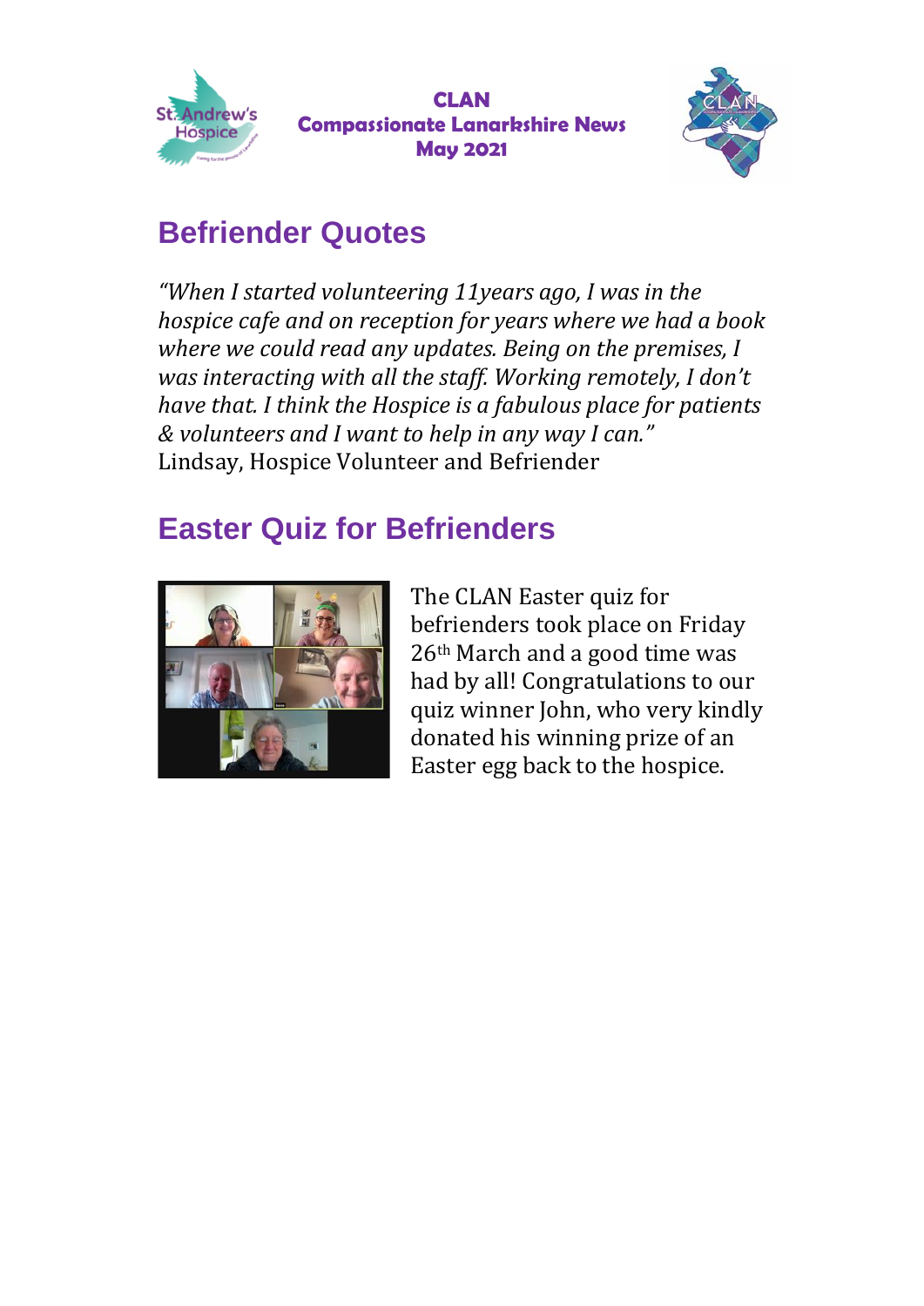# Befriender Quotes

*"When I started volunteering 11years ago, I was in the hospice cafe and on reception for years where we had a book where we could read any updates. Being on the premises, I was interacting with all the staff. Working remotely, I don't have that. I think the Hospice is a fabulous place for patients & volunteers and I want to help in any way I can."*
Lindsay, Hospice Volunteer and Befriender

# Easter Quiz for Befrienders

The CLAN Easter quiz for befrienders took place on Friday 26th March and a good time was had by all! Congratulations to our quiz winner John, who very kindly donated his winning prize of an Easter egg back to the hospice.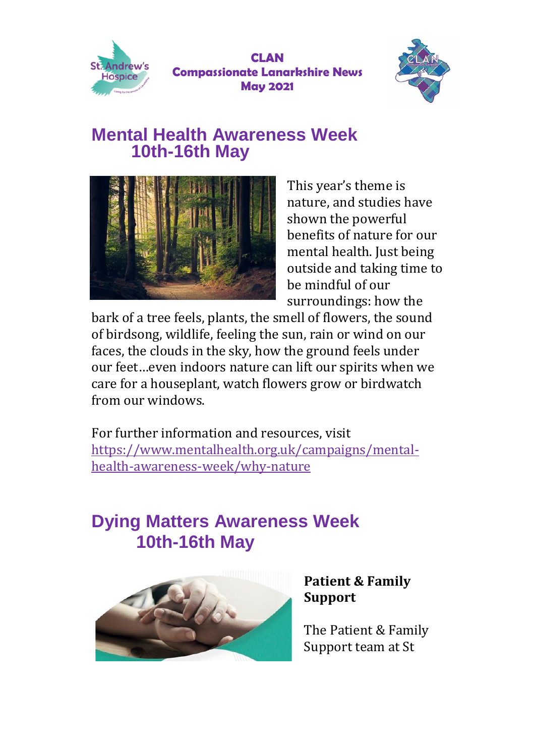**CLAN**
**Compassionate Lanarkshire News**
**May 2021**

## Mental Health Awareness Week 10th-16th May

This year's theme is nature, and studies have shown the powerful benefits of nature for our mental health. Just being outside and taking time to be mindful of our surroundings: how the bark of a tree feels, plants, the smell of flowers, the sound of birdsong, wildlife, feeling the sun, rain or wind on our faces, the clouds in the sky, how the ground feels under our feet…even indoors nature can lift our spirits when we care for a houseplant, watch flowers grow or birdwatch from our windows.

For further information and resources, visit [https://www.mentalhealth.org.uk/campaigns/mental-health-awareness-week/why-nature](https://www.mentalhealth.org.uk/campaigns/mental-health-awareness-week/why-nature)

## Dying Matters Awareness Week 10th-16th May

**Patient & Family Support**

The Patient & Family Support team at St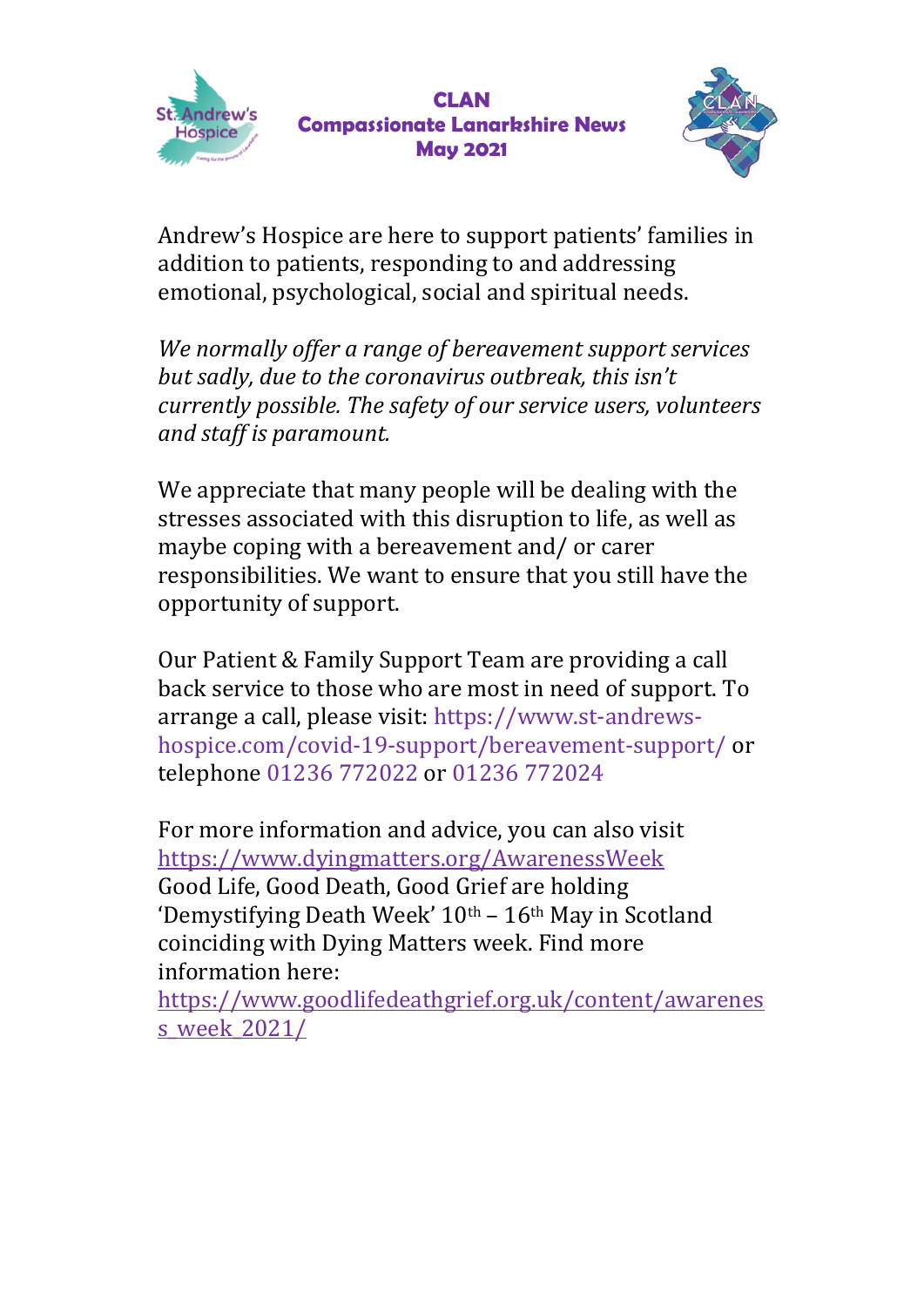Andrew's Hospice are here to support patients' families in addition to patients, responding to and addressing emotional, psychological, social and spiritual needs.

*We normally offer a range of bereavement support services but sadly, due to the coronavirus outbreak, this isn't currently possible. The safety of our service users, volunteers and staff is paramount.*

We appreciate that many people will be dealing with the stresses associated with this disruption to life, as well as maybe coping with a bereavement and/ or carer responsibilities. We want to ensure that you still have the opportunity of support.

Our Patient & Family Support Team are providing a call back service to those who are most in need of support. To arrange a call, please visit: https://www.st-andrews-hospice.com/covid-19-support/bereavement-support/ or telephone 01236 772022 or 01236 772024

For more information and advice, you can also visit https://www.dyingmatters.org/AwarenessWeek
Good Life, Good Death, Good Grief are holding 'Demystifying Death Week' 10th – 16th May in Scotland coinciding with Dying Matters week. Find more information here:
https://www.goodlifedeathgrief.org.uk/content/awareness_week_2021/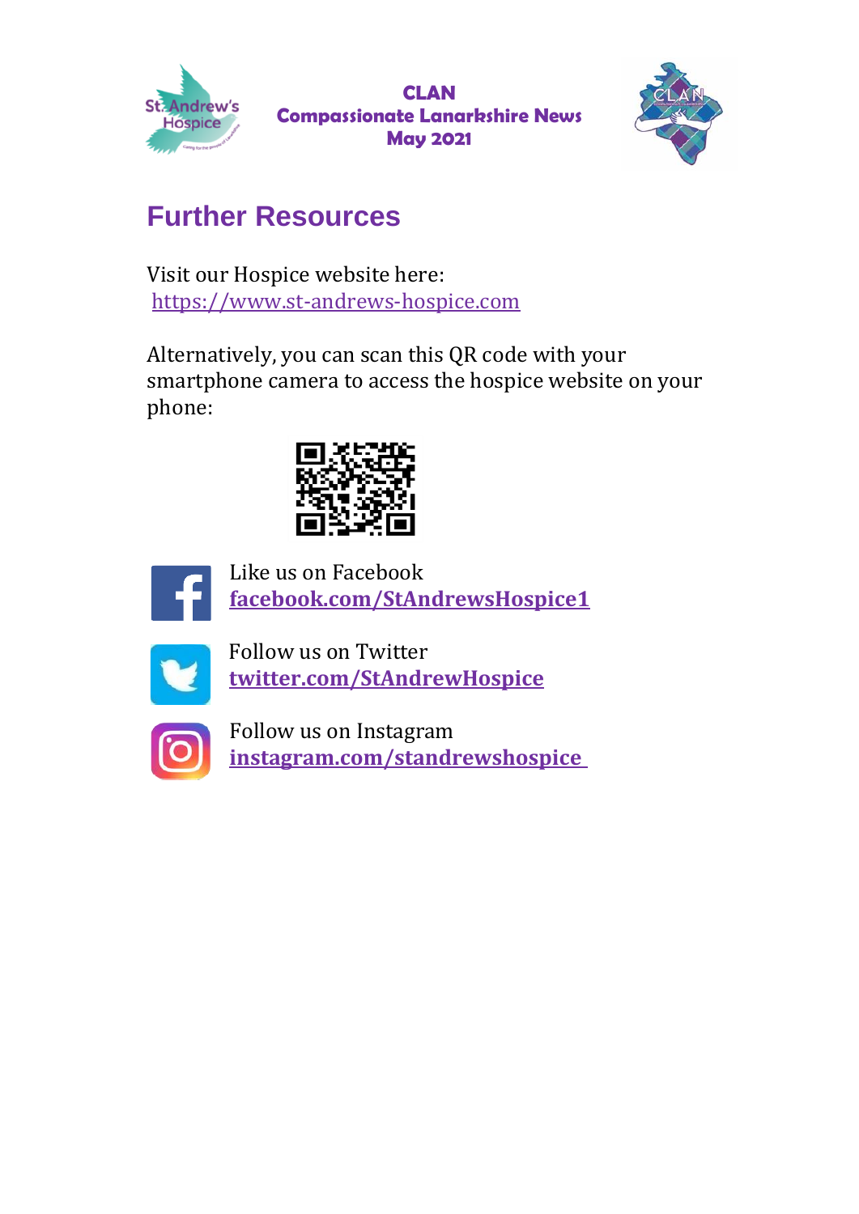CLAN
Compassionate Lanarkshire News
May 2021

## Further Resources

Visit our Hospice website here:
https://www.st-andrews-hospice.com

Alternatively, you can scan this QR code with your smartphone camera to access the hospice website on your phone:

Like us on Facebook
**facebook.com/StAndrewsHospice1**

Follow us on Twitter
**twitter.com/StAndrewHospice**

Follow us on Instagram
**instagram.com/standrewshospice**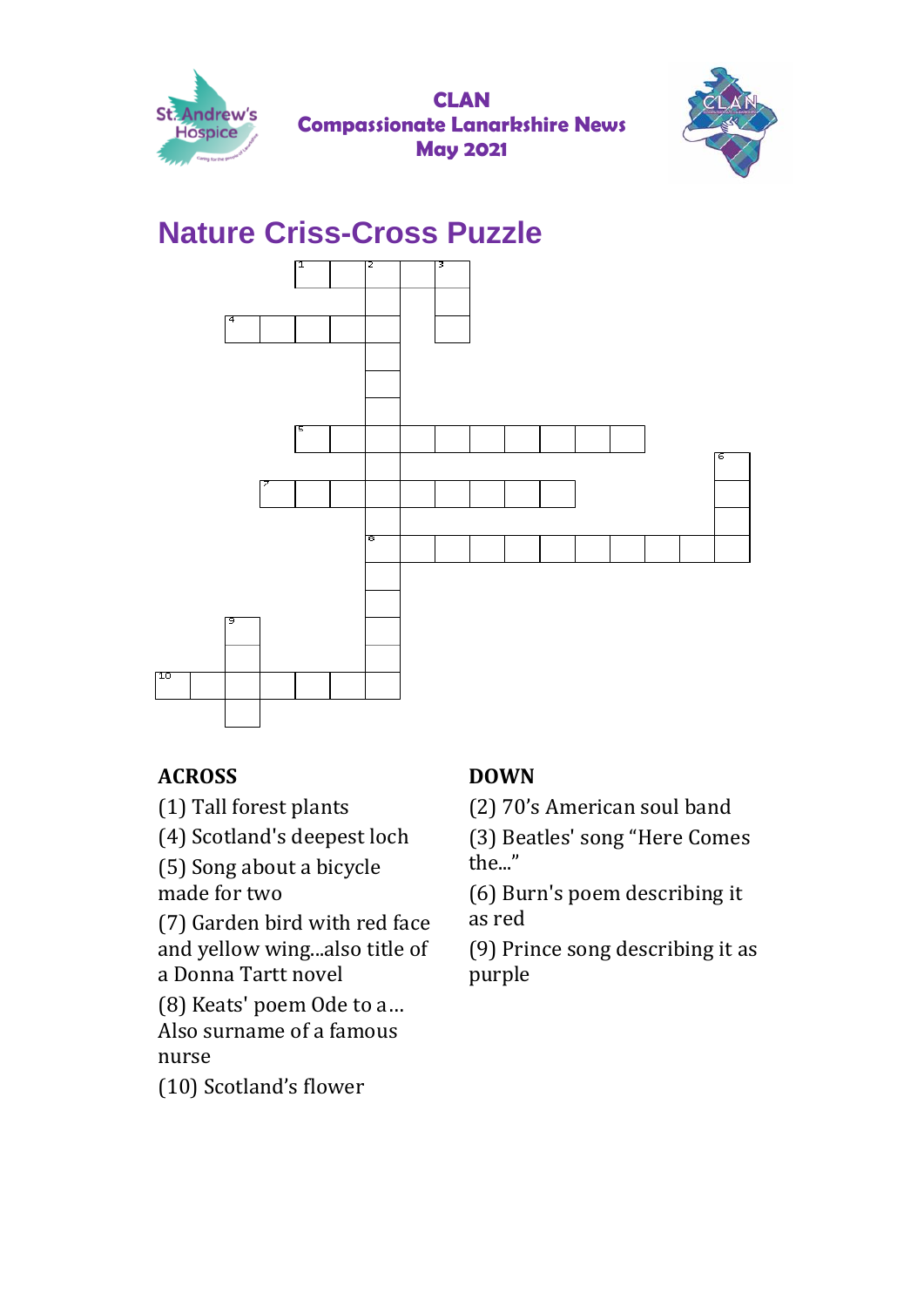**CLAN**
**Compassionate Lanarkshire News**
**May 2021**

# Nature Criss-Cross Puzzle

**ACROSS**

(1) Tall forest plants

(4) Scotland's deepest loch

(5) Song about a bicycle made for two

(7) Garden bird with red face and yellow wing...also title of a Donna Tartt novel

(8) Keats' poem Ode to a… Also surname of a famous nurse

(10) Scotland's flower

**DOWN**

(2) 70's American soul band

(3) Beatles' song "Here Comes the..."

(6) Burn's poem describing it as red

(9) Prince song describing it as purple